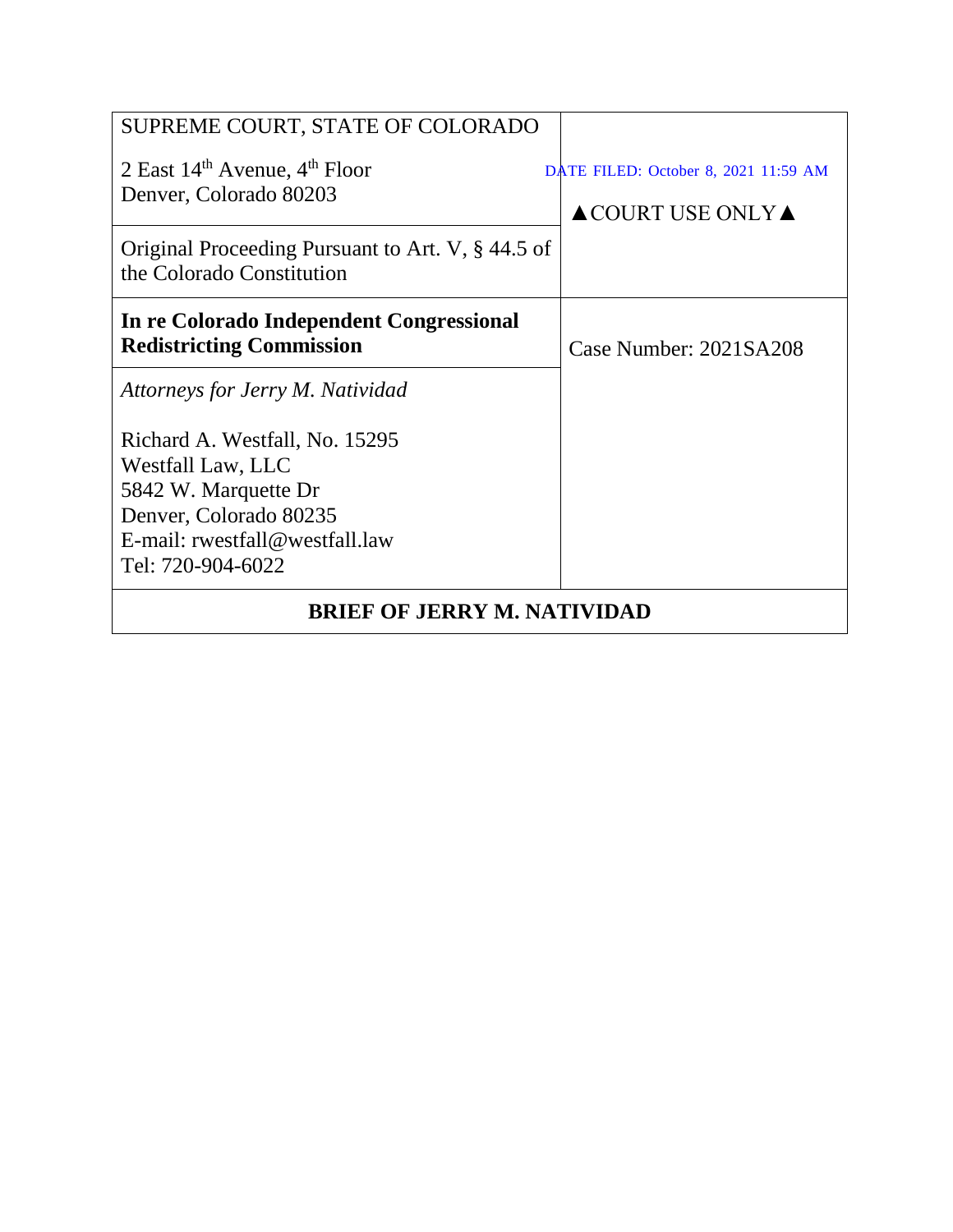| | |
|---|---|
| SUPREME COURT, STATE OF COLORADO<br><br>2 East 14th Avenue, 4th Floor<br>Denver, Colorado 80203 | DATE FILED: October 8, 2021 11:59 AM<br><br>▲COURT USE ONLY▲ |
| Original Proceeding Pursuant to Art. V, § 44.5 of the Colorado Constitution | |
| **In re Colorado Independent Congressional Redistricting Commission** | Case Number: 2021SA208 |
| *Attorneys for Jerry M. Natividad*<br><br>Richard A. Westfall, No. 15295<br>Westfall Law, LLC<br>5842 W. Marquette Dr<br>Denver, Colorado 80235<br>E-mail: rwestfall@westfall.law<br>Tel: 720-904-6022 | |

**BRIEF OF JERRY M. NATIVIDAD**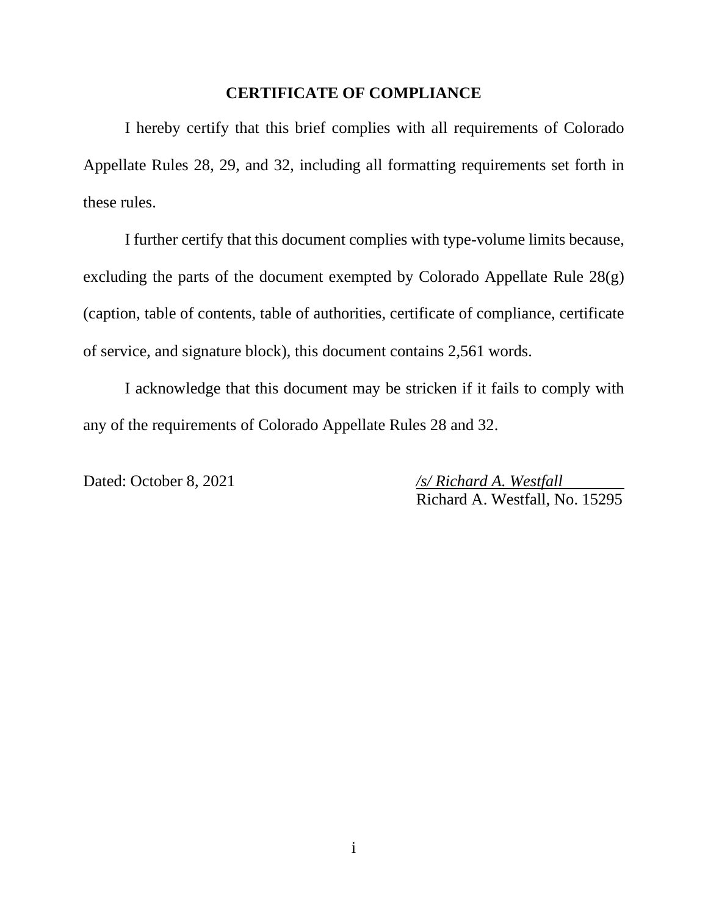# CERTIFICATE OF COMPLIANCE

I hereby certify that this brief complies with all requirements of Colorado Appellate Rules 28, 29, and 32, including all formatting requirements set forth in these rules.

I further certify that this document complies with type-volume limits because, excluding the parts of the document exempted by Colorado Appellate Rule 28(g) (caption, table of contents, table of authorities, certificate of compliance, certificate of service, and signature block), this document contains 2,561 words.

I acknowledge that this document may be stricken if it fails to comply with any of the requirements of Colorado Appellate Rules 28 and 32.

Dated: October 8, 2021

*/s/ Richard A. Westfall*
Richard A. Westfall, No. 15295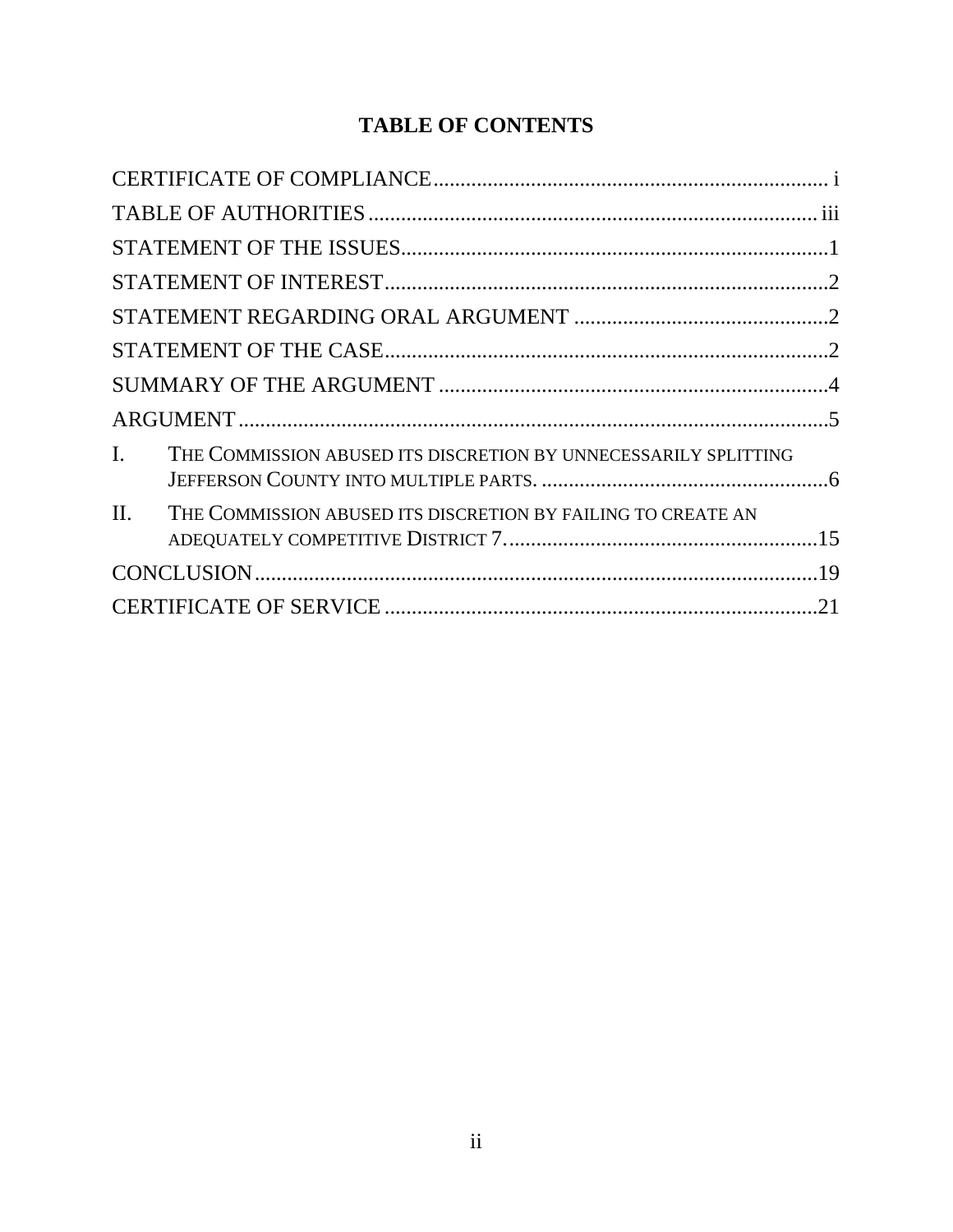# TABLE OF CONTENTS

CERTIFICATE OF COMPLIANCE ........................................................................ i

TABLE OF AUTHORITIES ................................................................................. iii

STATEMENT OF THE ISSUES ............................................................................. 1

STATEMENT OF INTEREST ................................................................................ 2

STATEMENT REGARDING ORAL ARGUMENT .............................................. 2

STATEMENT OF THE CASE ............................................................................... 2

SUMMARY OF THE ARGUMENT ...................................................................... 4

ARGUMENT .......................................................................................................... 5

I. THE COMMISSION ABUSED ITS DISCRETION BY UNNECESSARILY SPLITTING JEFFERSON COUNTY INTO MULTIPLE PARTS. ..................................................... 6

II. THE COMMISSION ABUSED ITS DISCRETION BY FAILING TO CREATE AN ADEQUATELY COMPETITIVE DISTRICT 7. ......................................................... 15

CONCLUSION ...................................................................................................... 19

CERTIFICATE OF SERVICE .............................................................................. 21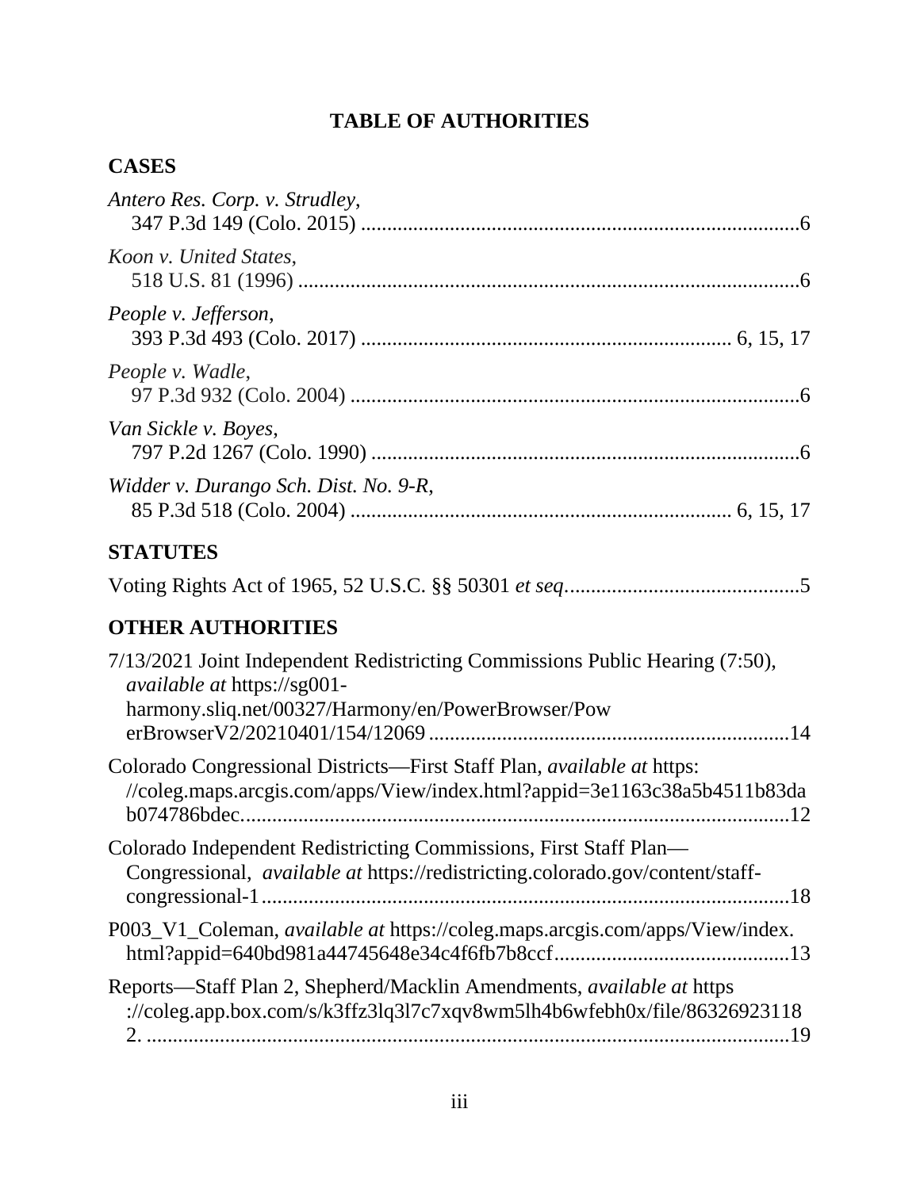# TABLE OF AUTHORITIES

## CASES

*Antero Res. Corp. v. Strudley*,
347 P.3d 149 (Colo. 2015) ....................................................................................6

*Koon v. United States*,
518 U.S. 81 (1996) ................................................................................................6

*People v. Jefferson*,
393 P.3d 493 (Colo. 2017) ..................................................................... 6, 15, 17

*People v. Wadle*,
97 P.3d 932 (Colo. 2004) ......................................................................................6

*Van Sickle v. Boyes*,
797 P.2d 1267 (Colo. 1990) ..................................................................................6

*Widder v. Durango Sch. Dist. No. 9-R*,
85 P.3d 518 (Colo. 2004) ....................................................................... 6, 15, 17

## STATUTES

Voting Rights Act of 1965, 52 U.S.C. §§ 50301 *et seq*. ............................................5

## OTHER AUTHORITIES

7/13/2021 Joint Independent Redistricting Commissions Public Hearing (7:50), *available at* https://sg001-harmony.sliq.net/00327/Harmony/en/PowerBrowser/PowerBrowserV2/20210401/154/12069 .....................................................................14

Colorado Congressional Districts—First Staff Plan, *available at* https://coleg.maps.arcgis.com/apps/View/index.html?appid=3e1163c38a5b4511b83dab074786bdec.........................................................................................................12

Colorado Independent Redistricting Commissions, First Staff Plan—Congressional, *available at* https://redistricting.colorado.gov/content/staff-congressional-1......................................................................................................18

P003_V1_Coleman, *available at* https://coleg.maps.arcgis.com/apps/View/index.html?appid=640bd981a44745648e34c4f6fb7b8ccf.............................................13

Reports—Staff Plan 2, Shepherd/Macklin Amendments, *available at* https://coleg.app.box.com/s/k3ffz3lq3l7c7xqv8wm5lh4b6wfebh0x/file/863269231182. ...........................................................................................................19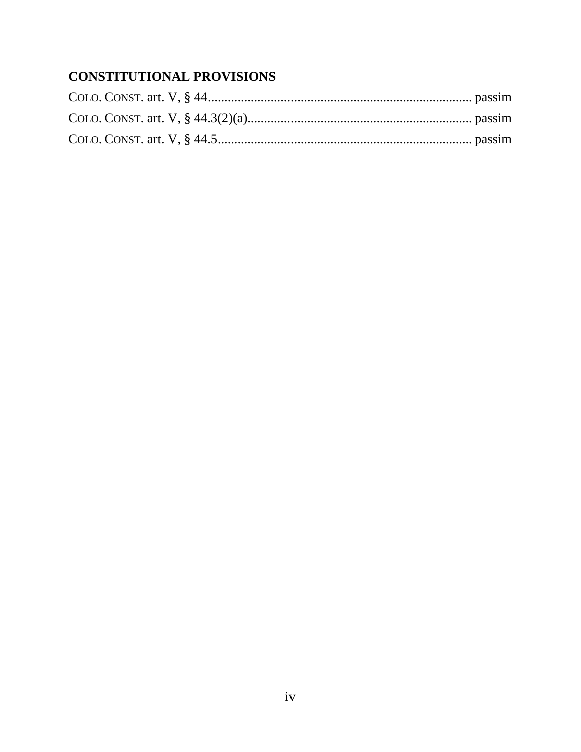## CONSTITUTIONAL PROVISIONS

COLO. CONST. art. V, § 44 ................................................................................ passim

COLO. CONST. art. V, § 44.3(2)(a) ................................................................... passim

COLO. CONST. art. V, § 44.5 ............................................................................ passim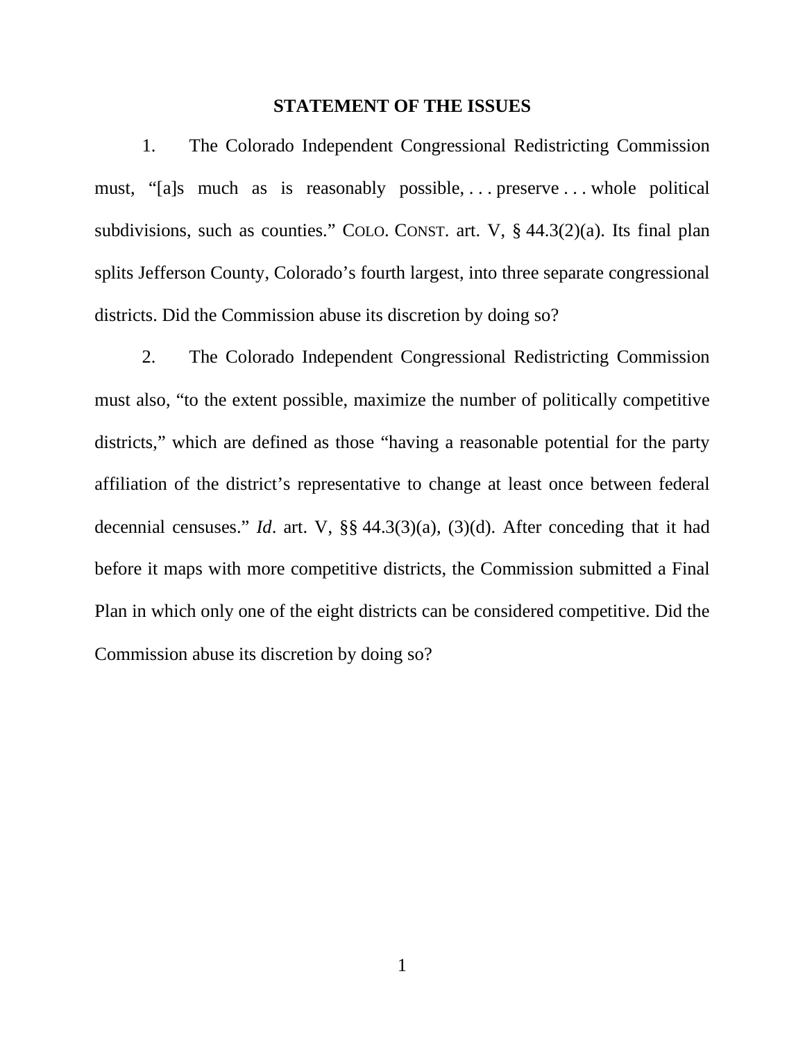## STATEMENT OF THE ISSUES

1. The Colorado Independent Congressional Redistricting Commission must, "[a]s much as is reasonably possible, . . . preserve . . . whole political subdivisions, such as counties." COLO. CONST. art. V, § 44.3(2)(a). Its final plan splits Jefferson County, Colorado's fourth largest, into three separate congressional districts. Did the Commission abuse its discretion by doing so?

2. The Colorado Independent Congressional Redistricting Commission must also, "to the extent possible, maximize the number of politically competitive districts," which are defined as those "having a reasonable potential for the party affiliation of the district's representative to change at least once between federal decennial censuses." *Id*. art. V, §§ 44.3(3)(a), (3)(d). After conceding that it had before it maps with more competitive districts, the Commission submitted a Final Plan in which only one of the eight districts can be considered competitive. Did the Commission abuse its discretion by doing so?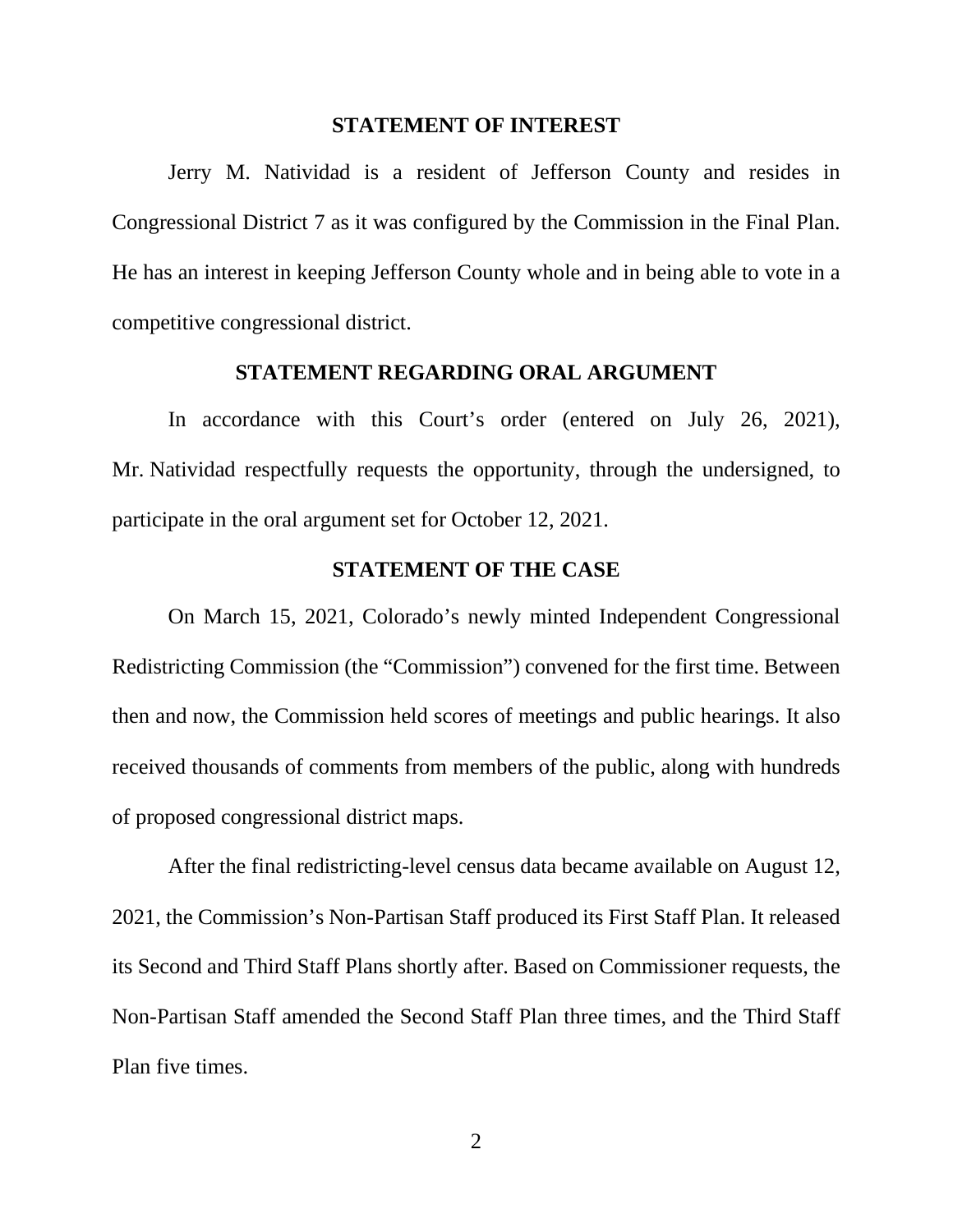## STATEMENT OF INTEREST

Jerry M. Natividad is a resident of Jefferson County and resides in Congressional District 7 as it was configured by the Commission in the Final Plan. He has an interest in keeping Jefferson County whole and in being able to vote in a competitive congressional district.

## STATEMENT REGARDING ORAL ARGUMENT

In accordance with this Court's order (entered on July 26, 2021), Mr. Natividad respectfully requests the opportunity, through the undersigned, to participate in the oral argument set for October 12, 2021.

## STATEMENT OF THE CASE

On March 15, 2021, Colorado's newly minted Independent Congressional Redistricting Commission (the "Commission") convened for the first time. Between then and now, the Commission held scores of meetings and public hearings. It also received thousands of comments from members of the public, along with hundreds of proposed congressional district maps.

After the final redistricting-level census data became available on August 12, 2021, the Commission's Non-Partisan Staff produced its First Staff Plan. It released its Second and Third Staff Plans shortly after. Based on Commissioner requests, the Non-Partisan Staff amended the Second Staff Plan three times, and the Third Staff Plan five times.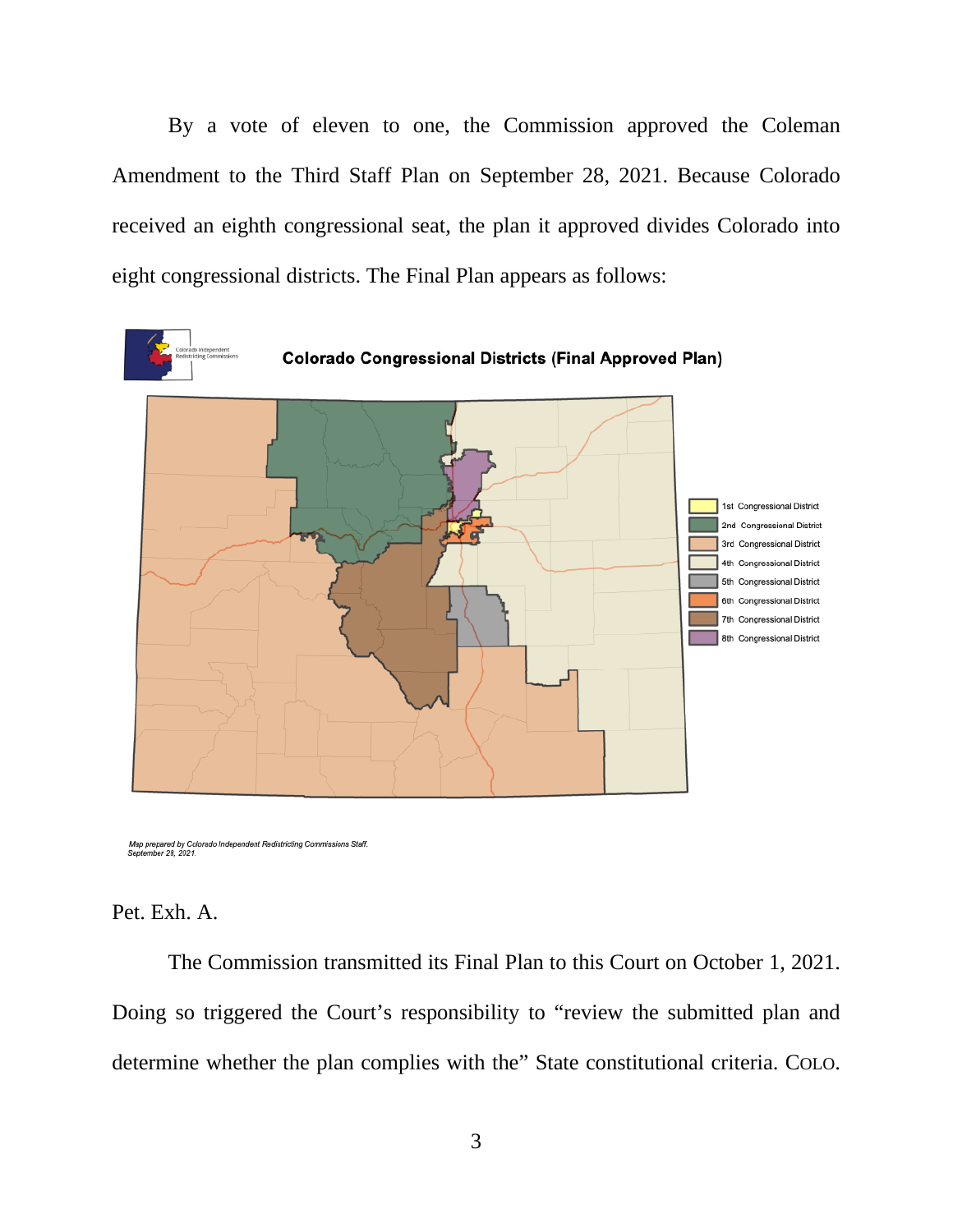By a vote of eleven to one, the Commission approved the Coleman Amendment to the Third Staff Plan on September 28, 2021. Because Colorado received an eighth congressional seat, the plan it approved divides Colorado into eight congressional districts. The Final Plan appears as follows:

Colorado Independent Redistricting Commissions

Colorado Congressional Districts (Final Approved Plan)

1st Congressional District
2nd Congressional District
3rd Congressional District
4th Congressional District
5th Congressional District
6th Congressional District
7th Congressional District
8th Congressional District

*Map prepared by Colorado Independent Redistricting Commissions Staff. September 28, 2021.*

Pet. Exh. A.

The Commission transmitted its Final Plan to this Court on October 1, 2021. Doing so triggered the Court's responsibility to "review the submitted plan and determine whether the plan complies with the" State constitutional criteria. COLO.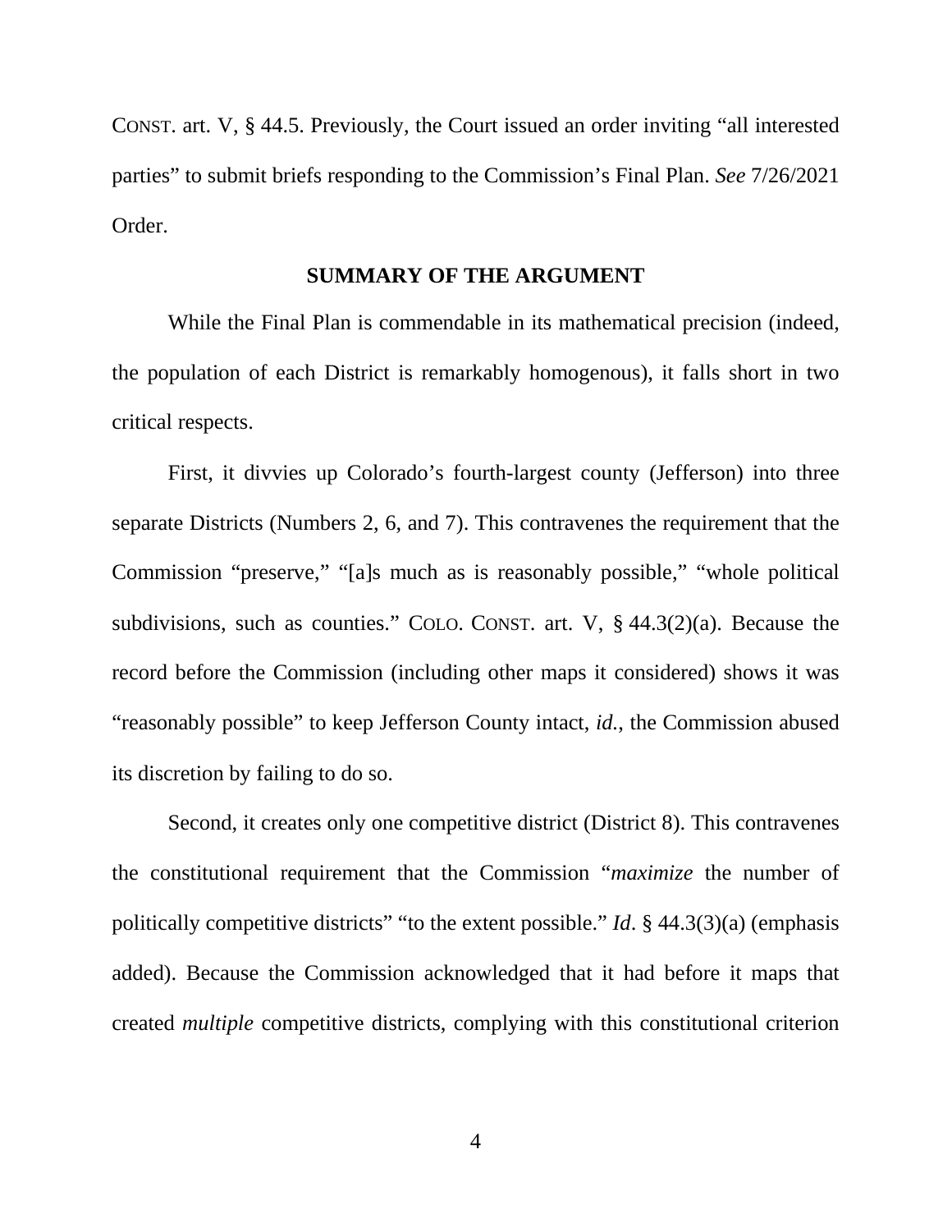CONST. art. V, § 44.5. Previously, the Court issued an order inviting "all interested parties" to submit briefs responding to the Commission's Final Plan. *See* 7/26/2021 Order.

## SUMMARY OF THE ARGUMENT

While the Final Plan is commendable in its mathematical precision (indeed, the population of each District is remarkably homogenous), it falls short in two critical respects.

First, it divvies up Colorado's fourth-largest county (Jefferson) into three separate Districts (Numbers 2, 6, and 7). This contravenes the requirement that the Commission "preserve," "[a]s much as is reasonably possible," "whole political subdivisions, such as counties." COLO. CONST. art. V, § 44.3(2)(a). Because the record before the Commission (including other maps it considered) shows it was "reasonably possible" to keep Jefferson County intact, *id.*, the Commission abused its discretion by failing to do so.

Second, it creates only one competitive district (District 8). This contravenes the constitutional requirement that the Commission "*maximize* the number of politically competitive districts" "to the extent possible." *Id*. § 44.3(3)(a) (emphasis added). Because the Commission acknowledged that it had before it maps that created *multiple* competitive districts, complying with this constitutional criterion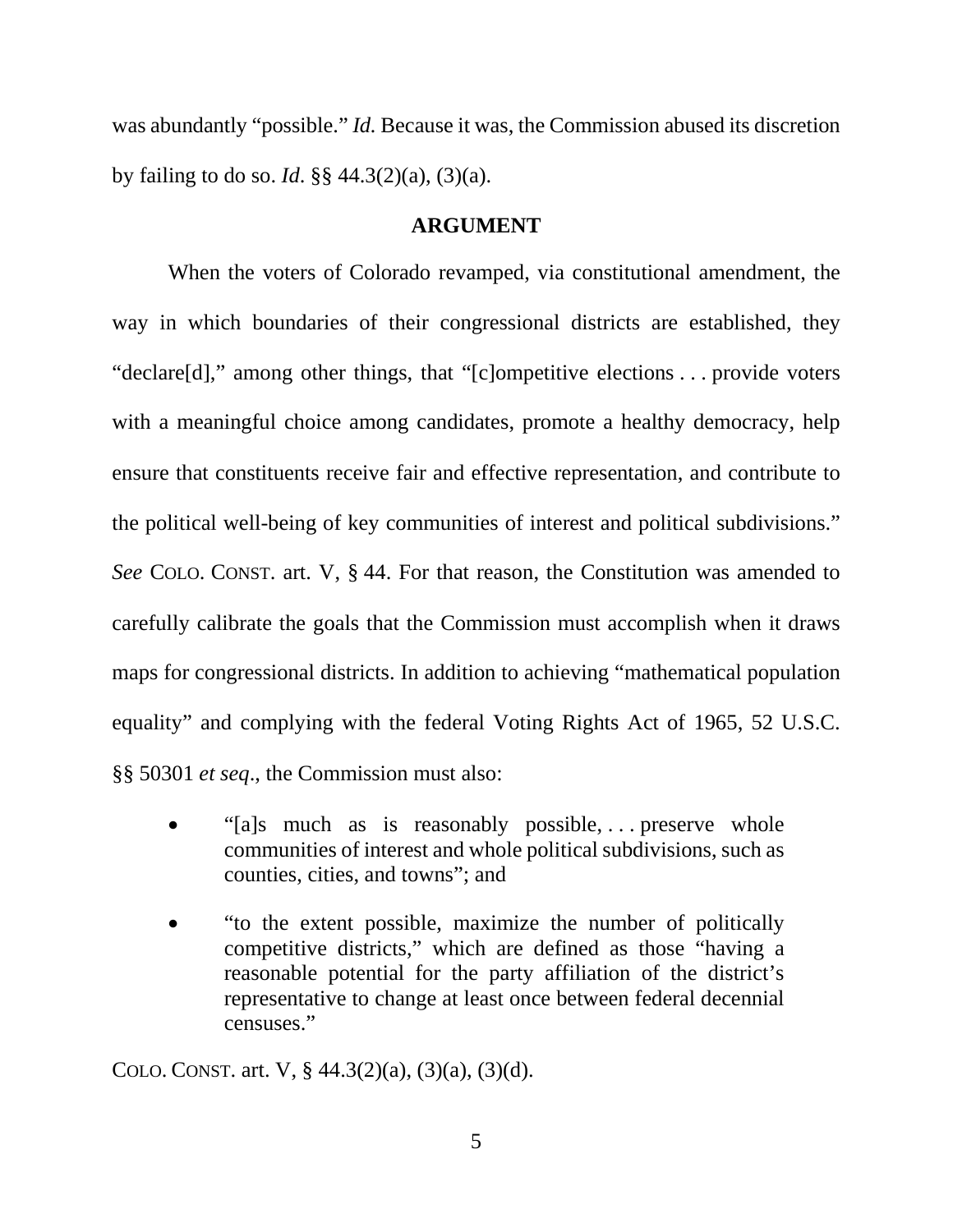was abundantly "possible." *Id.* Because it was, the Commission abused its discretion by failing to do so. *Id*. §§ 44.3(2)(a), (3)(a).

## ARGUMENT

When the voters of Colorado revamped, via constitutional amendment, the way in which boundaries of their congressional districts are established, they "declare[d]," among other things, that "[c]ompetitive elections . . . provide voters with a meaningful choice among candidates, promote a healthy democracy, help ensure that constituents receive fair and effective representation, and contribute to the political well-being of key communities of interest and political subdivisions." *See* COLO. CONST. art. V, § 44. For that reason, the Constitution was amended to carefully calibrate the goals that the Commission must accomplish when it draws maps for congressional districts. In addition to achieving "mathematical population equality" and complying with the federal Voting Rights Act of 1965, 52 U.S.C. §§ 50301 *et seq*., the Commission must also:

- "[a]s much as is reasonably possible, . . . preserve whole communities of interest and whole political subdivisions, such as counties, cities, and towns"; and
- "to the extent possible, maximize the number of politically competitive districts," which are defined as those "having a reasonable potential for the party affiliation of the district's representative to change at least once between federal decennial censuses."

COLO. CONST. art. V, § 44.3(2)(a), (3)(a), (3)(d).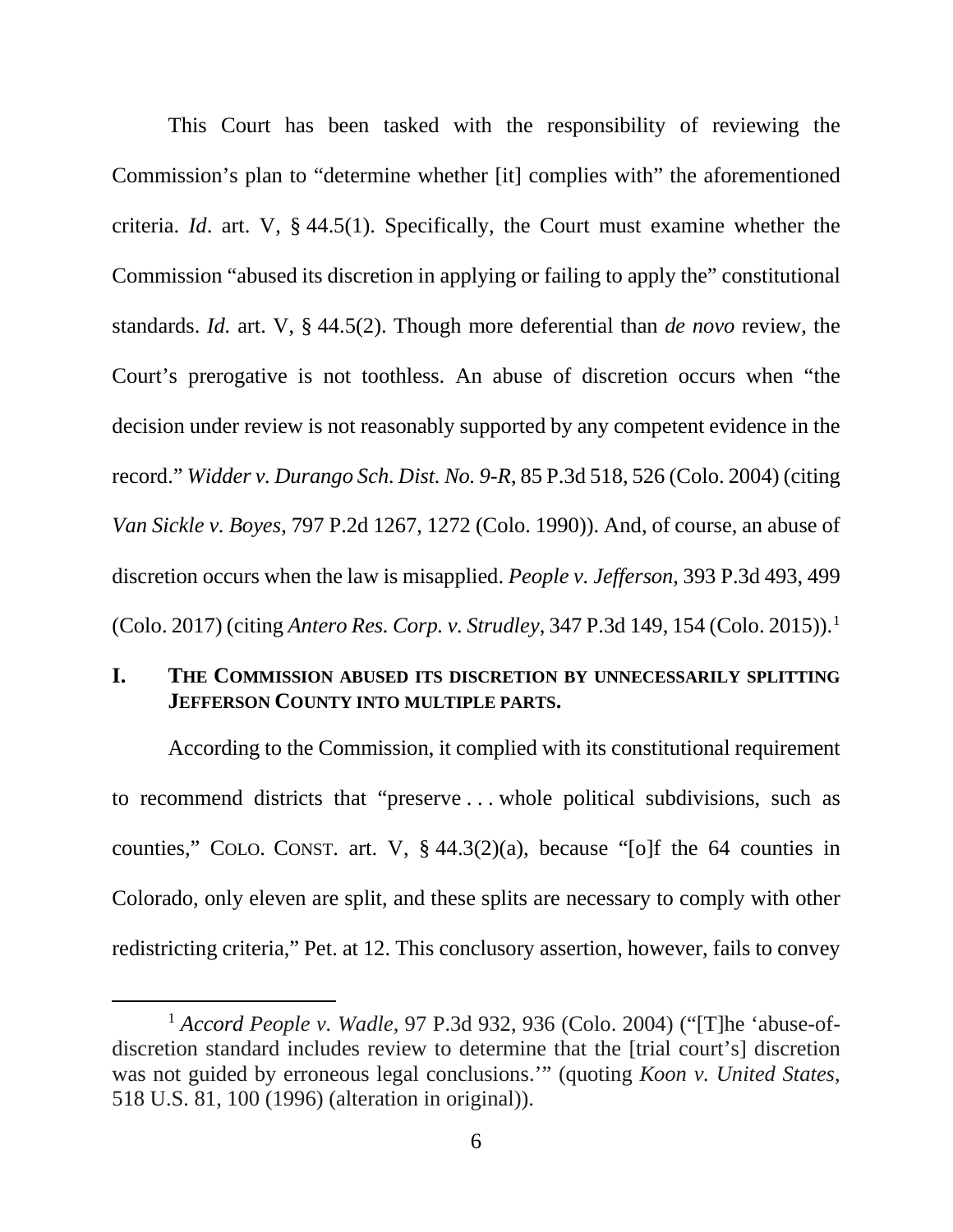This Court has been tasked with the responsibility of reviewing the Commission's plan to "determine whether [it] complies with" the aforementioned criteria. *Id*. art. V, § 44.5(1). Specifically, the Court must examine whether the Commission "abused its discretion in applying or failing to apply the" constitutional standards. *Id.* art. V, § 44.5(2). Though more deferential than *de novo* review, the Court's prerogative is not toothless. An abuse of discretion occurs when "the decision under review is not reasonably supported by any competent evidence in the record." *Widder v. Durango Sch. Dist. No. 9-R*, 85 P.3d 518, 526 (Colo. 2004) (citing *Van Sickle v. Boyes*, 797 P.2d 1267, 1272 (Colo. 1990)). And, of course, an abuse of discretion occurs when the law is misapplied. *People v. Jefferson*, 393 P.3d 493, 499 (Colo. 2017) (citing *Antero Res. Corp. v. Strudley*, 347 P.3d 149, 154 (Colo. 2015)).[1]

## I. THE COMMISSION ABUSED ITS DISCRETION BY UNNECESSARILY SPLITTING JEFFERSON COUNTY INTO MULTIPLE PARTS.

According to the Commission, it complied with its constitutional requirement to recommend districts that "preserve . . . whole political subdivisions, such as counties," COLO. CONST. art. V, § 44.3(2)(a), because "[o]f the 64 counties in Colorado, only eleven are split, and these splits are necessary to comply with other redistricting criteria," Pet. at 12. This conclusory assertion, however, fails to convey

[1] *Accord People v. Wadle*, 97 P.3d 932, 936 (Colo. 2004) ("[T]he 'abuse-of-discretion standard includes review to determine that the [trial court's] discretion was not guided by erroneous legal conclusions.'" (quoting *Koon v. United States*, 518 U.S. 81, 100 (1996) (alteration in original)).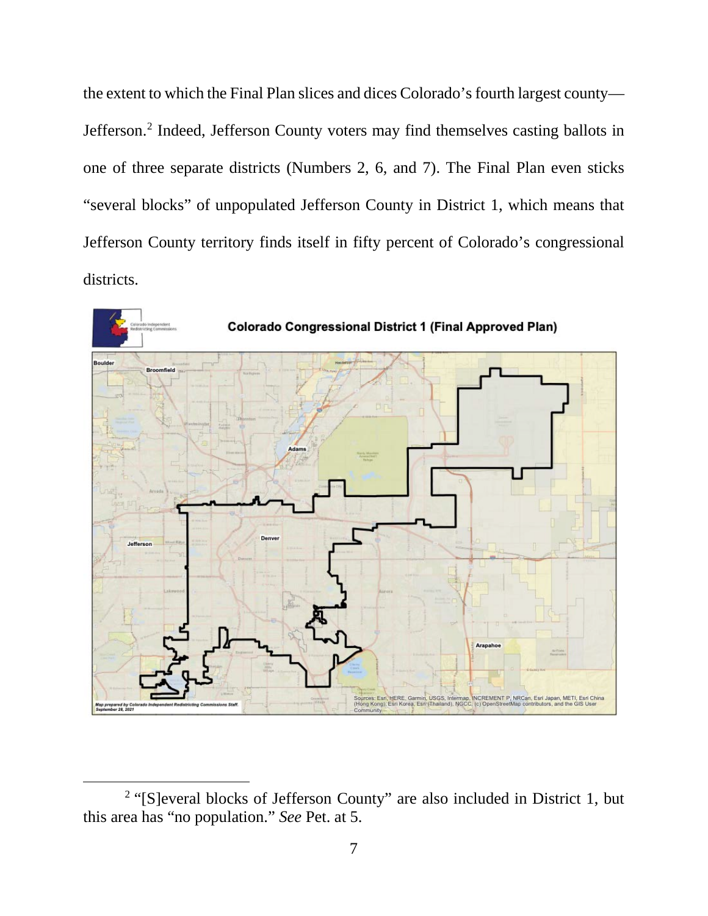the extent to which the Final Plan slices and dices Colorado's fourth largest county—Jefferson.[2] Indeed, Jefferson County voters may find themselves casting ballots in one of three separate districts (Numbers 2, 6, and 7). The Final Plan even sticks "several blocks" of unpopulated Jefferson County in District 1, which means that Jefferson County territory finds itself in fifty percent of Colorado's congressional districts.

Colorado Congressional District 1 (Final Approved Plan)

Boulder

Broomfield

Adams

Arvada

Jefferson

Denver

Lakewood

Aurora

Arapahoe

Map prepared by Colorado Independent Redistricting Commissions Staff. September 28, 2021

Sources: Esri, HERE, Garmin, USGS, Intermap, INCREMENT P, NRCan, Esri Japan, METI, Esri China (Hong Kong), Esri Korea, Esri (Thailand), NGCC, (c) OpenStreetMap contributors, and the GIS User Community

[2] "[S]everal blocks of Jefferson County" are also included in District 1, but this area has "no population." *See* Pet. at 5.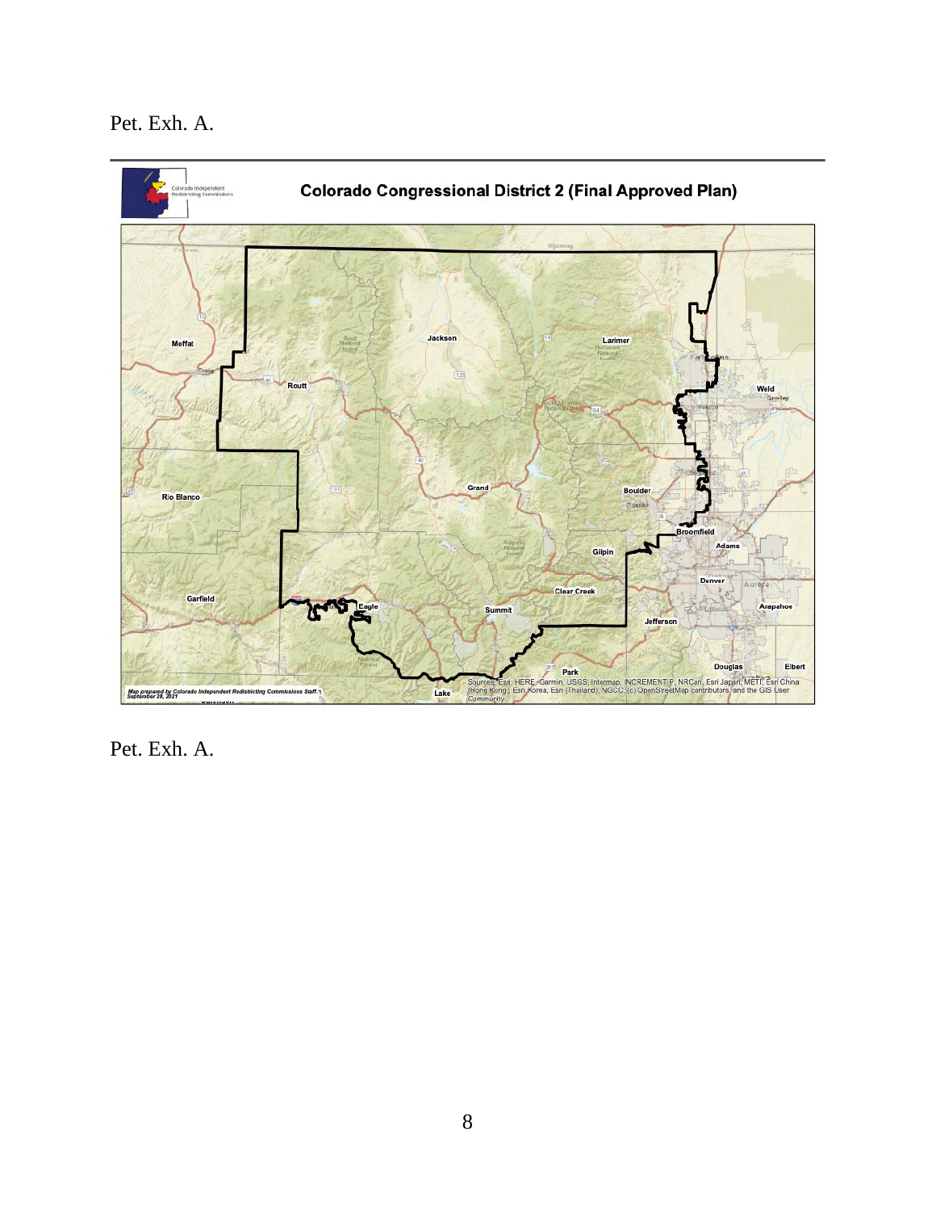Pet. Exh. A.

Colorado Independent Redistricting Commissions

**Colorado Congressional District 2 (Final Approved Plan)**

Wyoming

Moffat

Jackson

Larimer

Routt

Weld

Rio Blanco

Grand

Boulder

Broomfield

Adams

Gilpin

Denver

Garfield

Eagle

Summit

Clear Creek

Arapahoe

Jefferson

Park

Douglas

Elbert

Lake

*Map prepared by Colorado Independent Redistricting Commissions Staff. September 28, 2021*

Sources: Esri, HERE, Garmin, USGS, Intermap, INCREMENT P, NRCan, Esri Japan, METI, Esri China (Hong Kong), Esri Korea, Esri (Thailand), NGCC, (c) OpenStreetMap contributors, and the GIS User Community

Pet. Exh. A.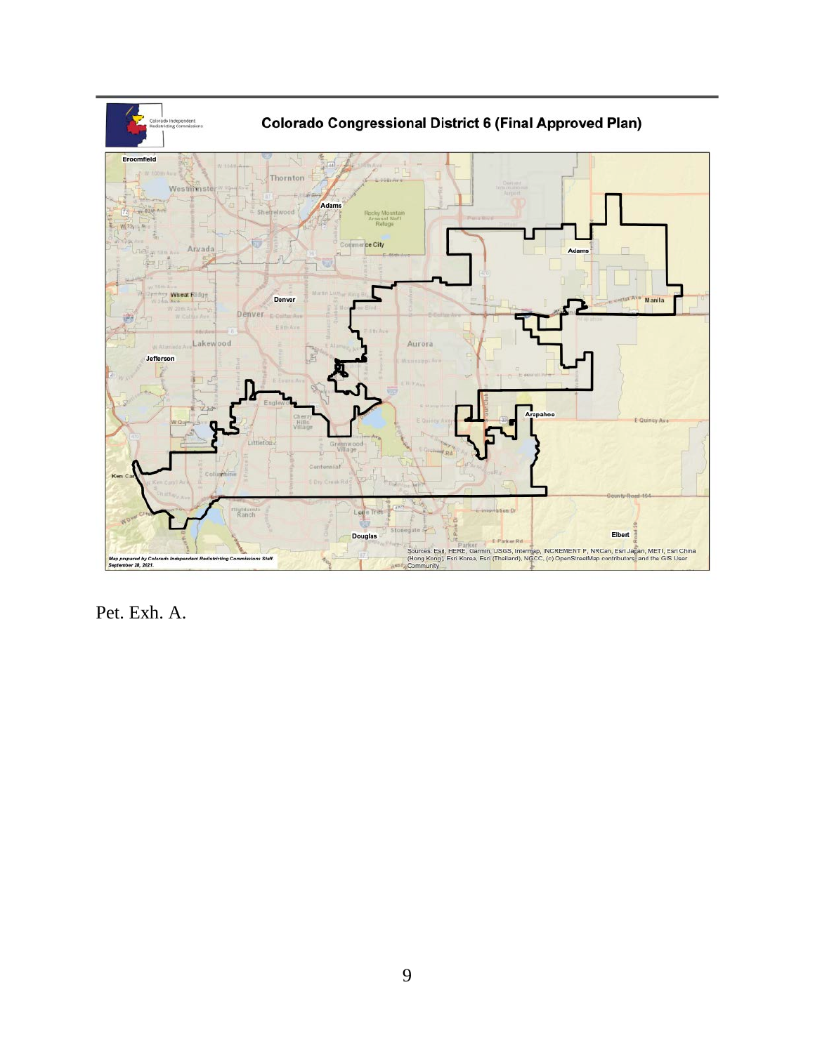**Colorado Congressional District 6 (Final Approved Plan)**

Colorado Independent Redistricting Commissions

Broomfield

Thornton

Westminster

Adams

Sherrelwood

Rocky Mountain Arsenal Nat'l Refuge

Commerce City

Arvada

Adams

Wheat Ridge

Denver

Manila

Denver

Aurora

Lakewood

Jefferson

Englewood

Cherry Hills Village

Arapahoe

E Quincy Ave

Littleton

Greenwood Village

Centennial

Ken Car

Columbine

County Road 104

Highlands Ranch

Lone Tree

Stonegate

Douglas

Elbert

Parker

Map prepared by Colorado Independent Redistricting Commissions Staff. September 28, 2021.

Sources: Esri, HERE, Garmin, USGS, Intermap, INCREMENT P, NRCan, Esri Japan, METI, Esri China (Hong Kong), Esri Korea, Esri (Thailand), NGCC, (c) OpenStreetMap contributors, and the GIS User Community

Pet. Exh. A.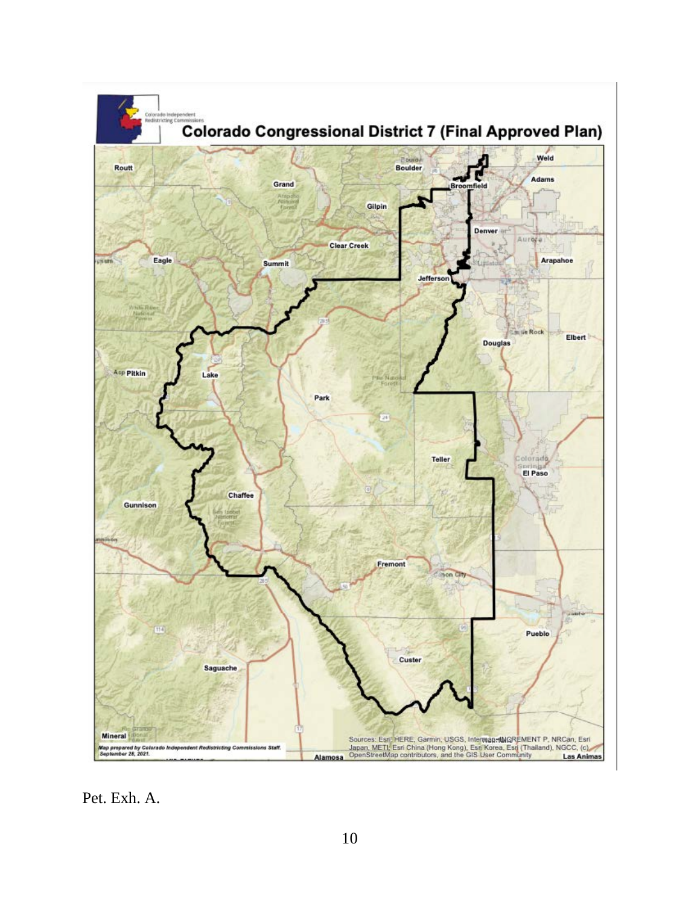Colorado Independent Redistricting Commissions

**Colorado Congressional District 7 (Final Approved Plan)**

Routt
Boulder
Weld
Grand
Broomfield
Adams
Gilpin
Denver
Aurora
Clear Creek
Eagle
Summit
Arapahoe
Jefferson
Castle Rock
Elbert
Douglas
Pitkin
Lake
Park
Teller
Colorado Springs
El Paso
Chaffee
Gunnison
Fremont
Canon City
Pueblo
Custer
Saguache
Mineral
Alamosa
Las Animas

*Map prepared by Colorado Independent Redistricting Commissions Staff. September 28, 2021.*

Sources: Esri, HERE, Garmin, USGS, Intermap, INCREMENT P, NRCan, Esri Japan, METI, Esri China (Hong Kong), Esri Korea, Esri (Thailand), NGCC, (c) OpenStreetMap contributors, and the GIS User Community

Pet. Exh. A.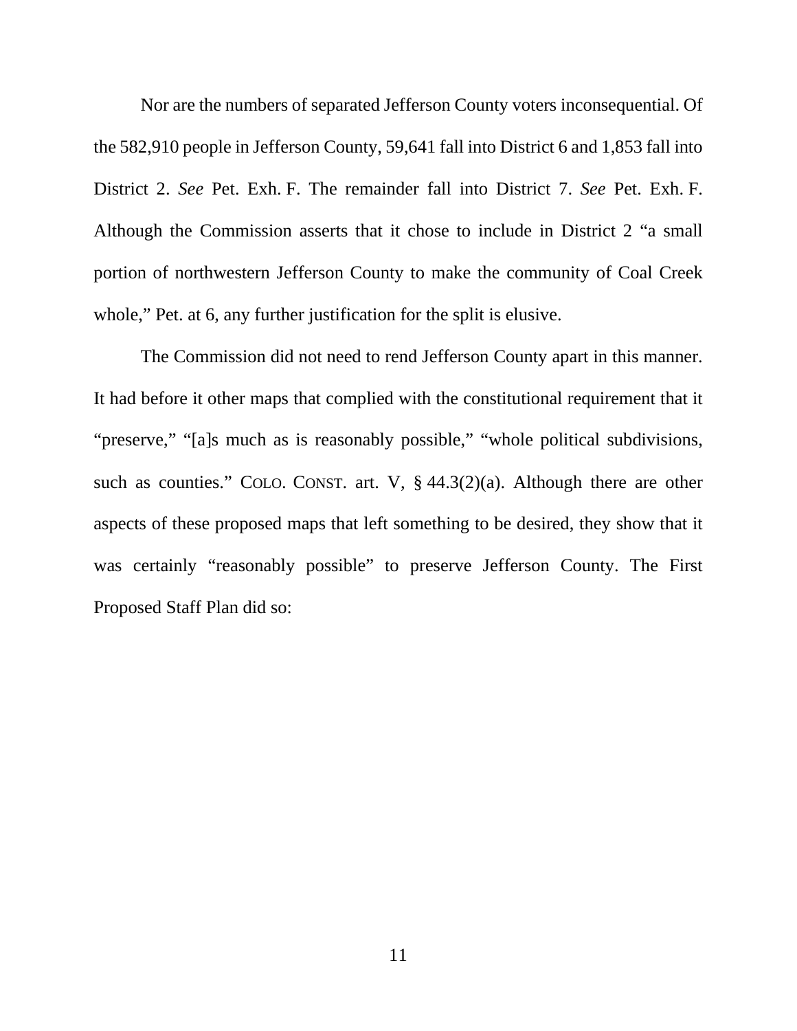Nor are the numbers of separated Jefferson County voters inconsequential. Of the 582,910 people in Jefferson County, 59,641 fall into District 6 and 1,853 fall into District 2. *See* Pet. Exh. F. The remainder fall into District 7. *See* Pet. Exh. F. Although the Commission asserts that it chose to include in District 2 "a small portion of northwestern Jefferson County to make the community of Coal Creek whole," Pet. at 6, any further justification for the split is elusive.

The Commission did not need to rend Jefferson County apart in this manner. It had before it other maps that complied with the constitutional requirement that it "preserve," "[a]s much as is reasonably possible," "whole political subdivisions, such as counties." COLO. CONST. art. V, § 44.3(2)(a). Although there are other aspects of these proposed maps that left something to be desired, they show that it was certainly "reasonably possible" to preserve Jefferson County. The First Proposed Staff Plan did so: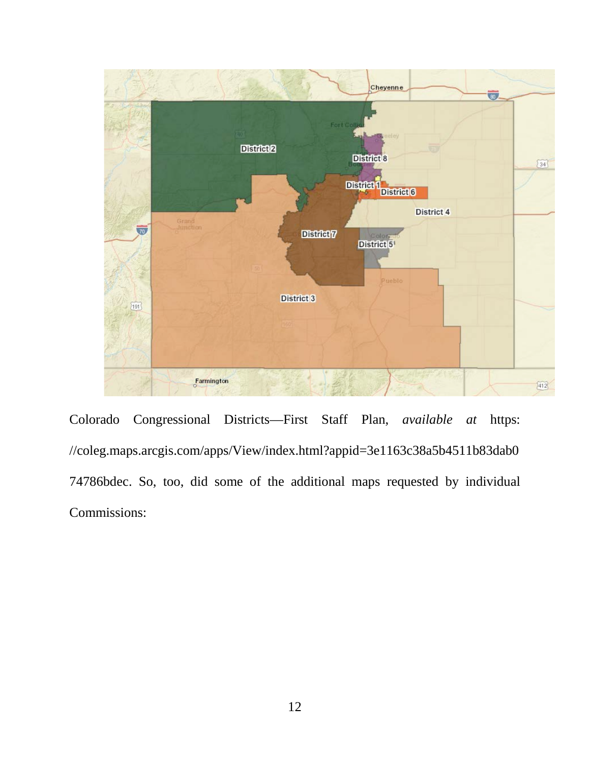Cheyenne

Fort Collins

Greeley

District 2

District 8

Boulder

District 1

District 6

District 4

Grand Junction

District 7

Colorado

District 5

Pueblo

District 3

Farmington

Colorado Congressional Districts—First Staff Plan, *available at* https://coleg.maps.arcgis.com/apps/View/index.html?appid=3e1163c38a5b4511b83dab074786bdec. So, too, did some of the additional maps requested by individual Commissions: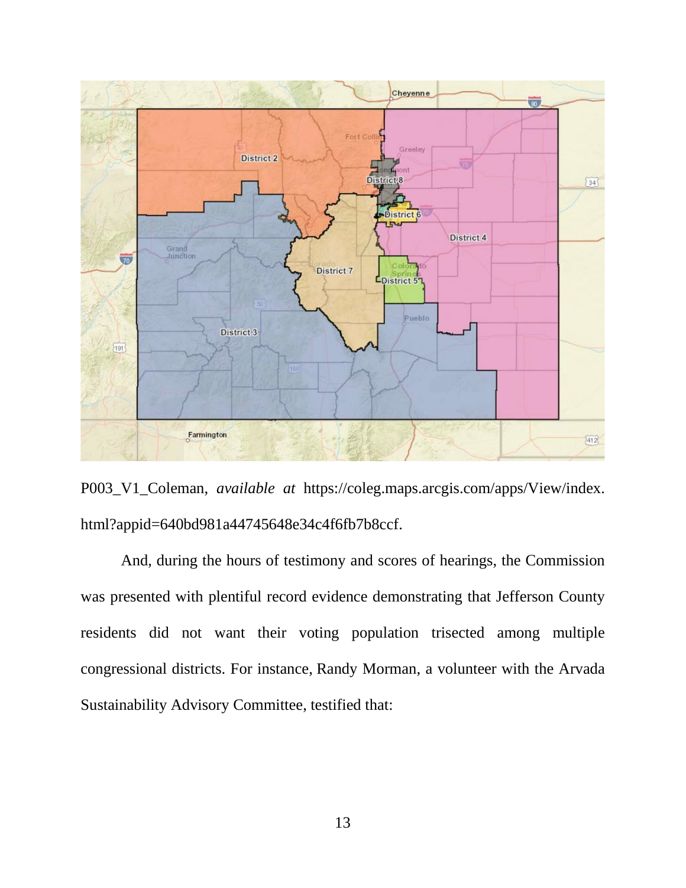Cheyenne

Fort Collins

Greeley

Longmont

District 2

District 8

District 6

District 4

Grand Junction

Colorado

District 7

Colorado Springs

District 5

Pueblo

District 3

Farmington

P003_V1_Coleman, *available at* https://coleg.maps.arcgis.com/apps/View/index.html?appid=640bd981a44745648e34c4f6fb7b8ccf.

And, during the hours of testimony and scores of hearings, the Commission was presented with plentiful record evidence demonstrating that Jefferson County residents did not want their voting population trisected among multiple congressional districts. For instance, Randy Morman, a volunteer with the Arvada Sustainability Advisory Committee, testified that: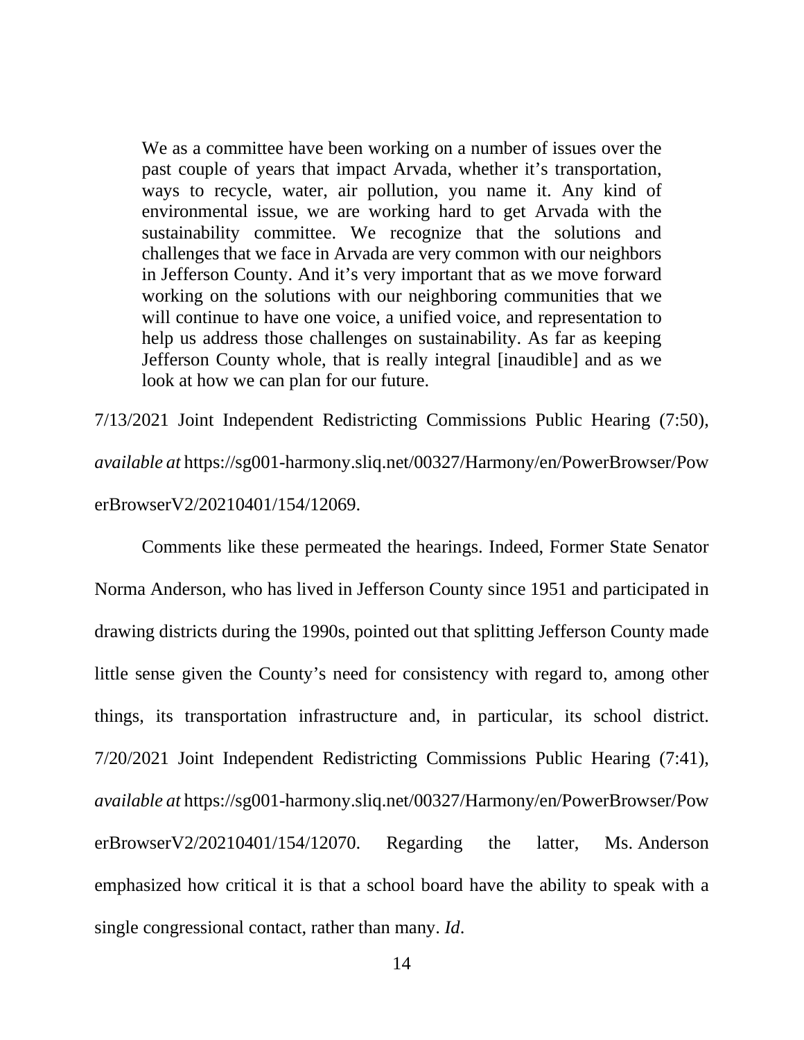> We as a committee have been working on a number of issues over the past couple of years that impact Arvada, whether it's transportation, ways to recycle, water, air pollution, you name it. Any kind of environmental issue, we are working hard to get Arvada with the sustainability committee. We recognize that the solutions and challenges that we face in Arvada are very common with our neighbors in Jefferson County. And it's very important that as we move forward working on the solutions with our neighboring communities that we will continue to have one voice, a unified voice, and representation to help us address those challenges on sustainability. As far as keeping Jefferson County whole, that is really integral [inaudible] and as we look at how we can plan for our future.

7/13/2021 Joint Independent Redistricting Commissions Public Hearing (7:50), *available at* https://sg001-harmony.sliq.net/00327/Harmony/en/PowerBrowser/PowerBrowserV2/20210401/154/12069.

Comments like these permeated the hearings. Indeed, Former State Senator Norma Anderson, who has lived in Jefferson County since 1951 and participated in drawing districts during the 1990s, pointed out that splitting Jefferson County made little sense given the County's need for consistency with regard to, among other things, its transportation infrastructure and, in particular, its school district. 7/20/2021 Joint Independent Redistricting Commissions Public Hearing (7:41), *available at* https://sg001-harmony.sliq.net/00327/Harmony/en/PowerBrowser/PowerBrowserV2/20210401/154/12070. Regarding the latter, Ms. Anderson emphasized how critical it is that a school board have the ability to speak with a single congressional contact, rather than many. *Id*.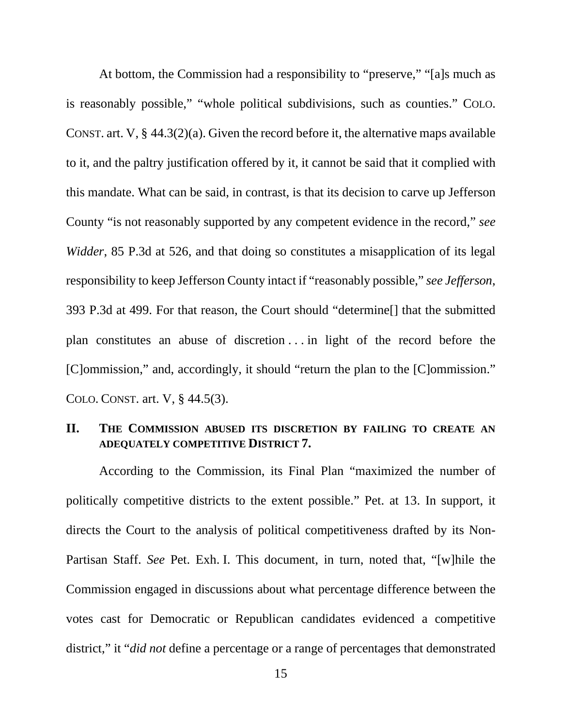At bottom, the Commission had a responsibility to "preserve," "[a]s much as is reasonably possible," "whole political subdivisions, such as counties." COLO. CONST. art. V, § 44.3(2)(a). Given the record before it, the alternative maps available to it, and the paltry justification offered by it, it cannot be said that it complied with this mandate. What can be said, in contrast, is that its decision to carve up Jefferson County "is not reasonably supported by any competent evidence in the record," *see Widder*, 85 P.3d at 526, and that doing so constitutes a misapplication of its legal responsibility to keep Jefferson County intact if "reasonably possible," *see Jefferson*, 393 P.3d at 499. For that reason, the Court should "determine[] that the submitted plan constitutes an abuse of discretion . . . in light of the record before the [C]ommission," and, accordingly, it should "return the plan to the [C]ommission." COLO. CONST. art. V, § 44.5(3).

## II. THE COMMISSION ABUSED ITS DISCRETION BY FAILING TO CREATE AN ADEQUATELY COMPETITIVE DISTRICT 7.

According to the Commission, its Final Plan "maximized the number of politically competitive districts to the extent possible." Pet. at 13. In support, it directs the Court to the analysis of political competitiveness drafted by its Non-Partisan Staff. *See* Pet. Exh. I. This document, in turn, noted that, "[w]hile the Commission engaged in discussions about what percentage difference between the votes cast for Democratic or Republican candidates evidenced a competitive district," it "*did not* define a percentage or a range of percentages that demonstrated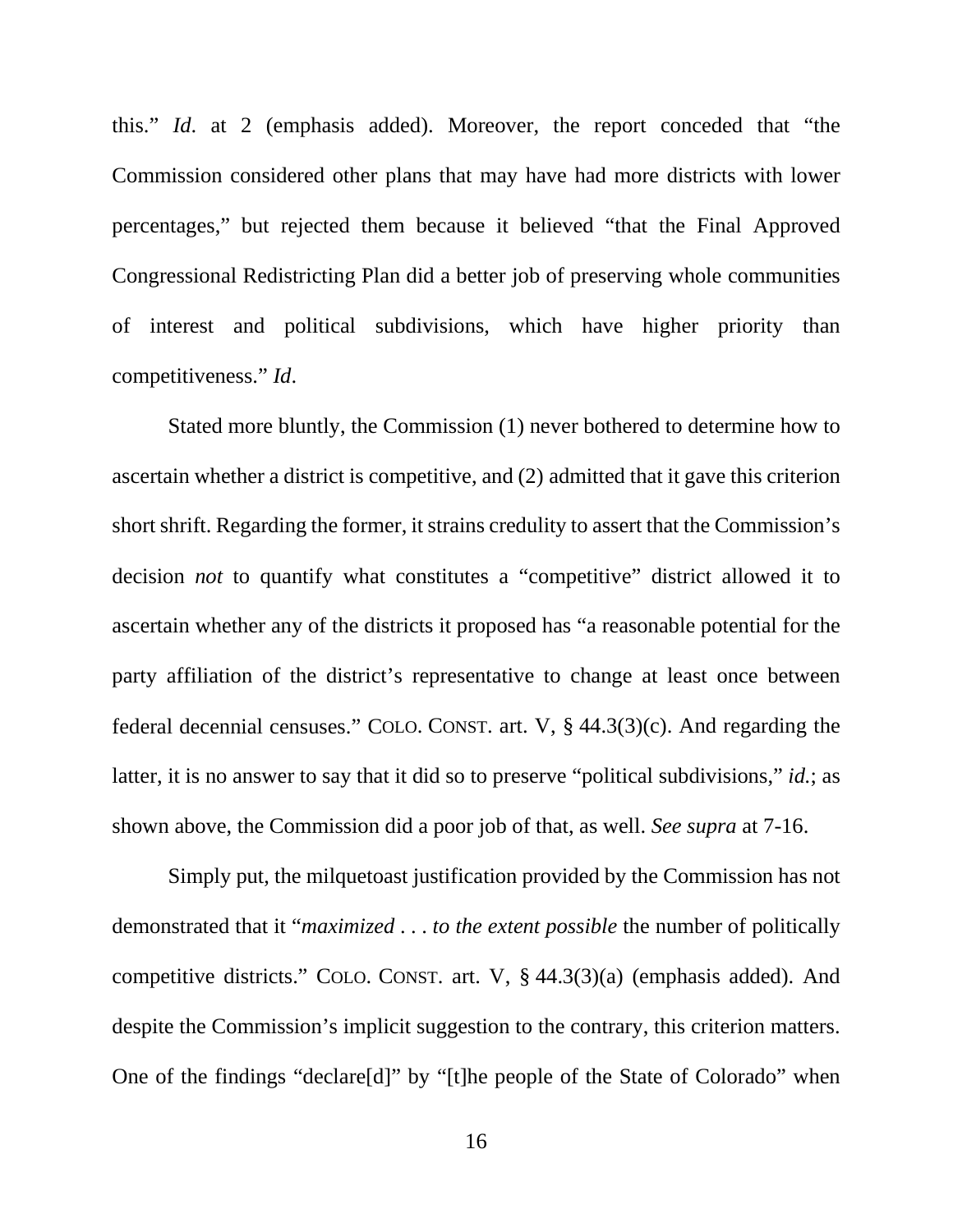this." *Id*. at 2 (emphasis added). Moreover, the report conceded that "the Commission considered other plans that may have had more districts with lower percentages," but rejected them because it believed "that the Final Approved Congressional Redistricting Plan did a better job of preserving whole communities of interest and political subdivisions, which have higher priority than competitiveness." *Id*.

Stated more bluntly, the Commission (1) never bothered to determine how to ascertain whether a district is competitive, and (2) admitted that it gave this criterion short shrift. Regarding the former, it strains credulity to assert that the Commission's decision *not* to quantify what constitutes a "competitive" district allowed it to ascertain whether any of the districts it proposed has "a reasonable potential for the party affiliation of the district's representative to change at least once between federal decennial censuses." COLO. CONST. art. V, § 44.3(3)(c). And regarding the latter, it is no answer to say that it did so to preserve "political subdivisions," *id.*; as shown above, the Commission did a poor job of that, as well. *See supra* at 7-16.

Simply put, the milquetoast justification provided by the Commission has not demonstrated that it "*maximized . . . to the extent possible* the number of politically competitive districts." COLO. CONST. art. V, § 44.3(3)(a) (emphasis added). And despite the Commission's implicit suggestion to the contrary, this criterion matters. One of the findings "declare[d]" by "[t]he people of the State of Colorado" when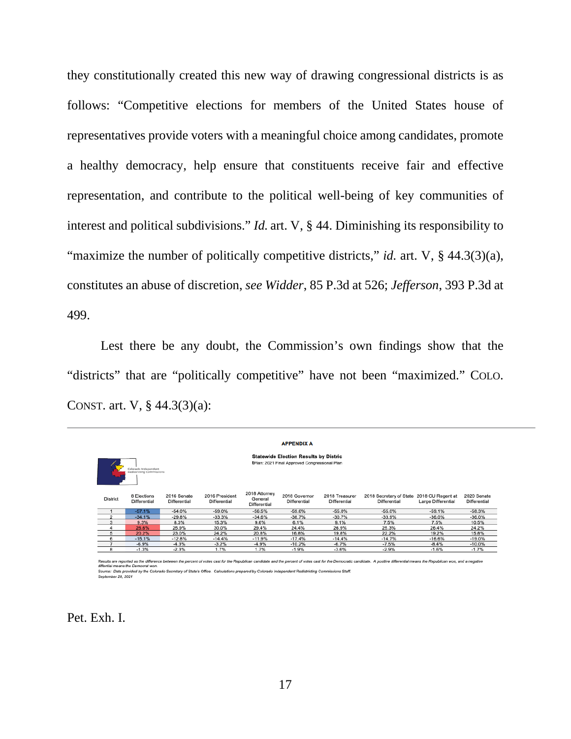they constitutionally created this new way of drawing congressional districts is as follows: "Competitive elections for members of the United States house of representatives provide voters with a meaningful choice among candidates, promote a healthy democracy, help ensure that constituents receive fair and effective representation, and contribute to the political well-being of key communities of interest and political subdivisions." *Id.* art. V, § 44. Diminishing its responsibility to "maximize the number of politically competitive districts," *id.* art. V, § 44.3(3)(a), constitutes an abuse of discretion, *see Widder*, 85 P.3d at 526; *Jefferson*, 393 P.3d at 499.

Lest there be any doubt, the Commission's own findings show that the "districts" that are "politically competitive" have not been "maximized." COLO. CONST. art. V, § 44.3(3)(a):

---

**APPENDIX A**

**Statewide Election Results by Distric**

tPlan: 2021 Final Approved Congressional Plan

Colorado Independent Redistricting Commissions

| District | 8 Elections Differential | 2016 Senate Differential | 2016 President Differential | 2018 Attorney General Differential | 2018 Governor Differential | 2018 Treasurer Differential | 2018 Secretary of State Differential | 2018 CU Regent at Large Differential | 2020 Senate Differential |
|---|---|---|---|---|---|---|---|---|---|
| 1 | -57.1% | -54.0% | -59.0% | -56.5% | -59.6% | -55.0% | -55.0% | -59.1% | -58.3% |
| 2 | -34.1% | -29.8% | -33.3% | -34.6% | -38.7% | -30.7% | -33.9% | -36.0% | -36.0% |
| 3 | 9.3% | 8.3% | 15.3% | 9.6% | 6.1% | 9.1% | 7.5% | 7.5% | 10.5% |
| 4 | 26.6% | 25.9% | 30.0% | 29.4% | 24.4% | 26.9% | 25.3% | 26.4% | 24.2% |
| 5 | 20.2% | 23.0% | 24.2% | 20.8% | 16.8% | 19.8% | 22.2% | 19.2% | 15.8% |
| 6 | -15.1% | -12.8% | -14.4% | -11.9% | -17.4% | -14.4% | -14.7% | -16.6% | -19.0% |
| 7 | -6.9% | -4.3% | -3.2% | -4.9% | -10.2% | -6.7% | -7.5% | -8.4% | -10.0% |
| 8 | -1.3% | -2.3% | 1.7% | 1.7% | -1.9% | -3.6% | -2.9% | -1.6% | -1.7% |

*Results are reported as the difference between the percent of votes cast for the Republican candidate and the percent of votes cast for the Democratic candidate. A positive differential means the Republican won, and a negative diffential means the Democrat won.*
*Source: Data provided by the Colorado Secretary of State's Office. Calculations prepared by Colorado Independent Redistricting Commissions Staff.*
*September 28, 2021*

Pet. Exh. I.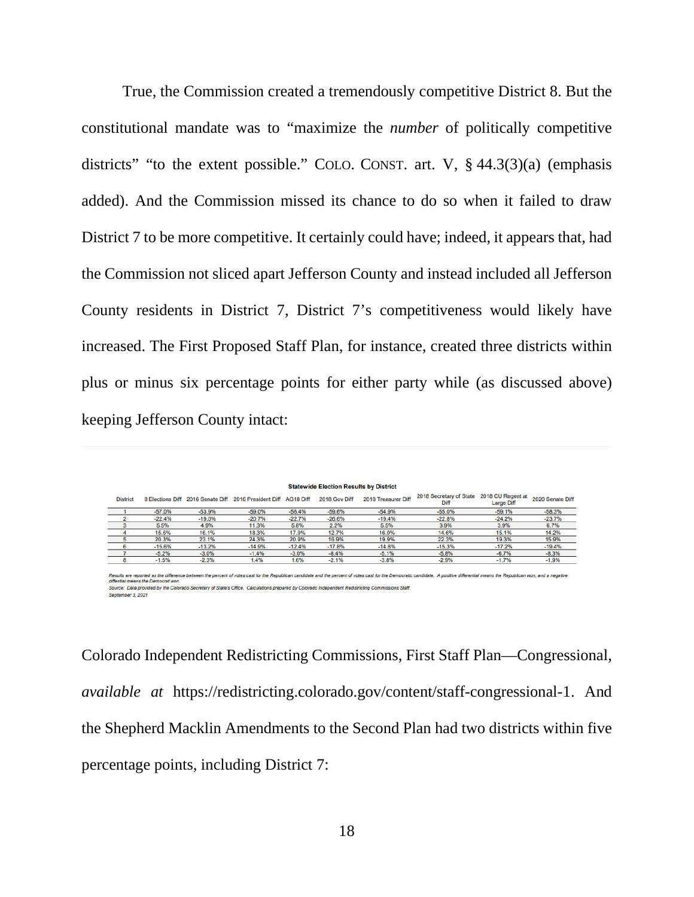True, the Commission created a tremendously competitive District 8. But the constitutional mandate was to "maximize the *number* of politically competitive districts" "to the extent possible." COLO. CONST. art. V, § 44.3(3)(a) (emphasis added). And the Commission missed its chance to do so when it failed to draw District 7 to be more competitive. It certainly could have; indeed, it appears that, had the Commission not sliced apart Jefferson County and instead included all Jefferson County residents in District 7, District 7's competitiveness would likely have increased. The First Proposed Staff Plan, for instance, created three districts within plus or minus six percentage points for either party while (as discussed above) keeping Jefferson County intact:

**Statewide Election Results by District**

| District | 8 Elections Diff | 2016 Senate Diff | 2016 President Diff | AG18 Diff | 2018 Gov Diff | 2018 Treasurer Diff | 2018 Secretary of State Diff | 2018 CU Regent at Large Diff | 2020 Senate Diff |
|---|---|---|---|---|---|---|---|---|---|
| 1 | -57.0% | -53.9% | -59.0% | -56.4% | -59.6% | -54.9% | -55.0% | -59.1% | -58.3% |
| 2 | -22.4% | -19.0% | -20.7% | -22.7% | -26.0% | -19.4% | -22.8% | -24.2% | -23.7% |
| 3 | 5.5% | 4.9% | 11.3% | 5.8% | 2.2% | 5.5% | 3.9% | 3.9% | 6.7% |
| 4 | 15.6% | 16.1% | 18.3% | 17.9% | 12.7% | 16.0% | 14.6% | 15.1% | 14.2% |
| 5 | 20.3% | 23.1% | 24.3% | 20.9% | 16.9% | 19.9% | 22.3% | 19.3% | 15.9% |
| 6 | -15.6% | -13.2% | -14.9% | -12.4% | -17.8% | -14.8% | -15.3% | -17.2% | -19.4% |
| 7 | -5.2% | -3.0% | -1.4% | -3.0% | -8.4% | -5.1% | -5.6% | -6.7% | -8.3% |
| 8 | -1.5% | -2.3% | 1.4% | 1.0% | -2.1% | -3.8% | -2.9% | -1.7% | -1.9% |

*Results are reported as the difference between the percent of votes cast for the Republican candidate and the percent of votes cast for the Democratic candidate. A positive differential means the Republican won, and a negative differential means the Democrat won.*
*Source: Data provided by the Colorado Secretary of State's Office. Calculations prepared by Colorado Independent Redistricting Commissions Staff.*
*September 3, 2021*

Colorado Independent Redistricting Commissions, First Staff Plan—Congressional, *available at* https://redistricting.colorado.gov/content/staff-congressional-1. And the Shepherd Macklin Amendments to the Second Plan had two districts within five percentage points, including District 7: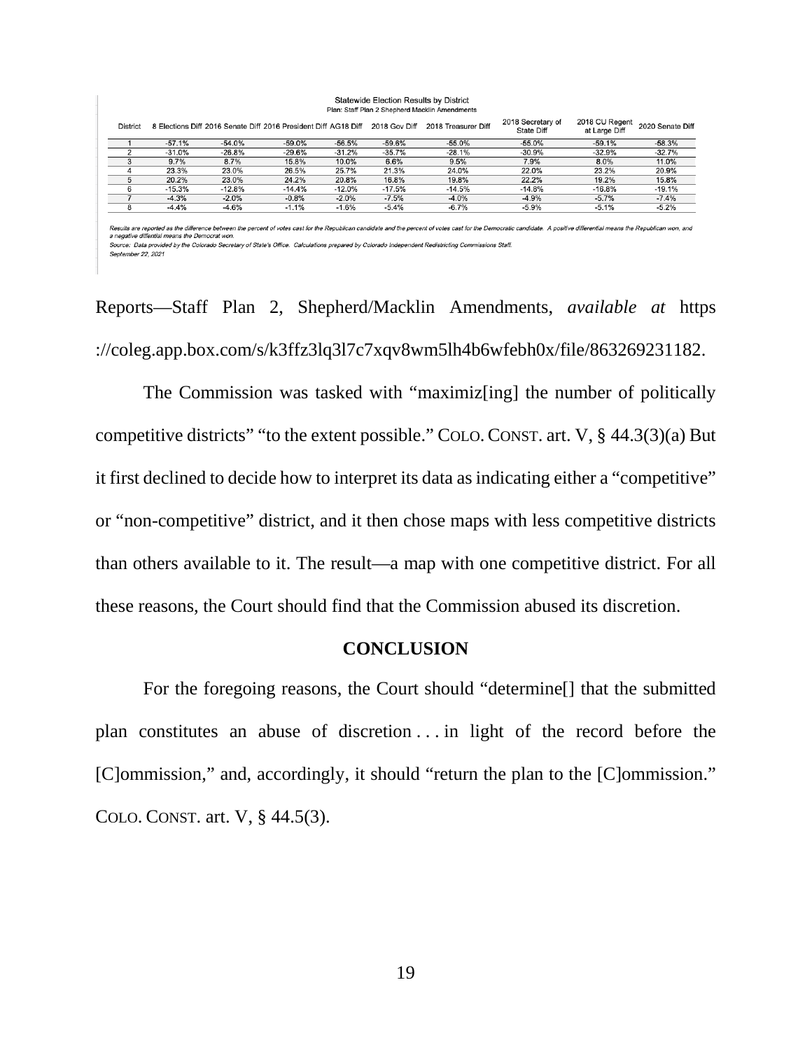Statewide Election Results by District
Plan: Staff Plan 2 Shepherd Macklin Amendments

| District | 8 Elections Diff | 2016 Senate Diff | 2016 President Diff | AG18 Diff | 2018 Gov Diff | 2018 Treasurer Diff | 2018 Secretary of State Diff | 2018 CU Regent at Large Diff | 2020 Senate Diff |
|---|---|---|---|---|---|---|---|---|---|
| 1 | -57.1% | -54.0% | -59.0% | -56.5% | -59.6% | -55.0% | -55.0% | -59.1% | -58.3% |
| 2 | -31.0% | -26.8% | -29.6% | -31.2% | -35.7% | -28.1% | -30.9% | -32.9% | -32.7% |
| 3 | 9.7% | 8.7% | 15.8% | 10.0% | 6.6% | 9.5% | 7.9% | 8.0% | 11.0% |
| 4 | 23.3% | 23.0% | 26.5% | 25.7% | 21.3% | 24.0% | 22.0% | 23.2% | 20.9% |
| 5 | 20.2% | 23.0% | 24.2% | 20.8% | 16.8% | 19.8% | 22.2% | 19.2% | 15.8% |
| 6 | -15.3% | -12.8% | -14.4% | -12.0% | -17.5% | -14.5% | -14.8% | -16.8% | -19.1% |
| 7 | -4.3% | -2.0% | -0.8% | -2.0% | -7.5% | -4.0% | -4.9% | -5.7% | -7.4% |
| 8 | -4.4% | -4.6% | -1.1% | -1.6% | -5.4% | -6.7% | -5.9% | -5.1% | -5.2% |

*Results are reported as the difference between the percent of votes cast for the Republican candidate and the percent of votes cast for the Democratic candidate. A positive differential means the Republican won, and a negative differential means the Democrat won.*
*Source: Data provided by the Colorado Secretary of State's Office. Calculations prepared by Colorado Independent Redistricting Commissions Staff.*
*September 22, 2021*

Reports—Staff Plan 2, Shepherd/Macklin Amendments, *available at* https://coleg.app.box.com/s/k3ffz3lq3l7c7xqv8wm5lh4b6wfebh0x/file/863269231182.

The Commission was tasked with "maximiz[ing] the number of politically competitive districts" "to the extent possible." COLO. CONST. art. V, § 44.3(3)(a) But it first declined to decide how to interpret its data as indicating either a "competitive" or "non-competitive" district, and it then chose maps with less competitive districts than others available to it. The result—a map with one competitive district. For all these reasons, the Court should find that the Commission abused its discretion.

## CONCLUSION

For the foregoing reasons, the Court should "determine[] that the submitted plan constitutes an abuse of discretion . . . in light of the record before the [C]ommission," and, accordingly, it should "return the plan to the [C]ommission." COLO. CONST. art. V, § 44.5(3).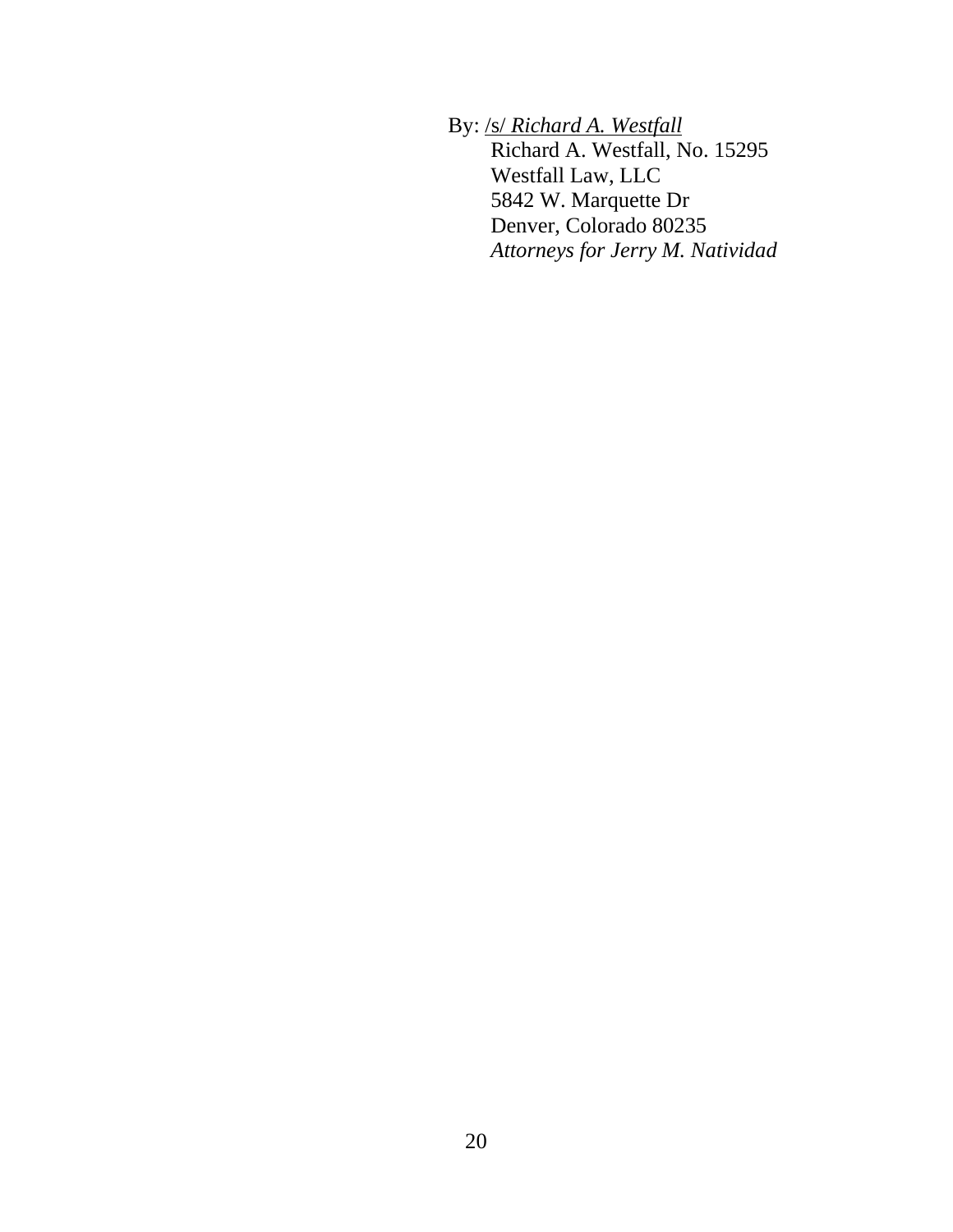By: /s/ *Richard A. Westfall*
Richard A. Westfall, No. 15295
Westfall Law, LLC
5842 W. Marquette Dr
Denver, Colorado 80235
*Attorneys for Jerry M. Natividad*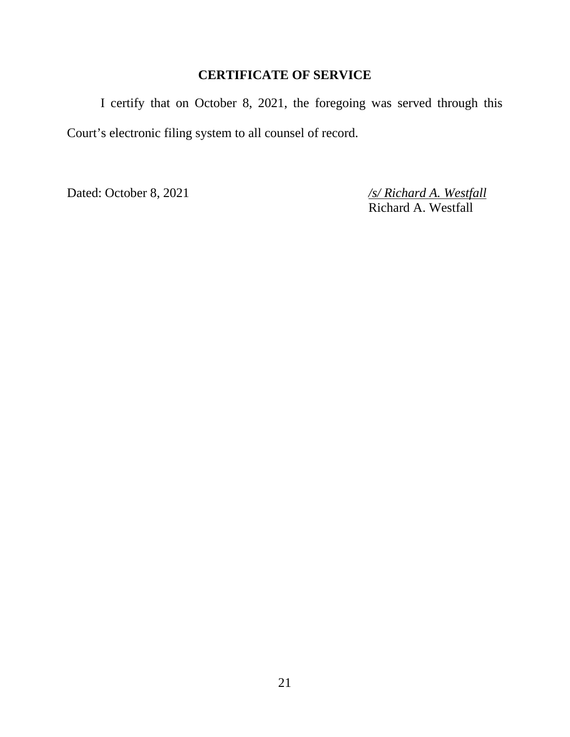## CERTIFICATE OF SERVICE

I certify that on October 8, 2021, the foregoing was served through this Court's electronic filing system to all counsel of record.

Dated: October 8, 2021

*/s/ Richard A. Westfall*
Richard A. Westfall